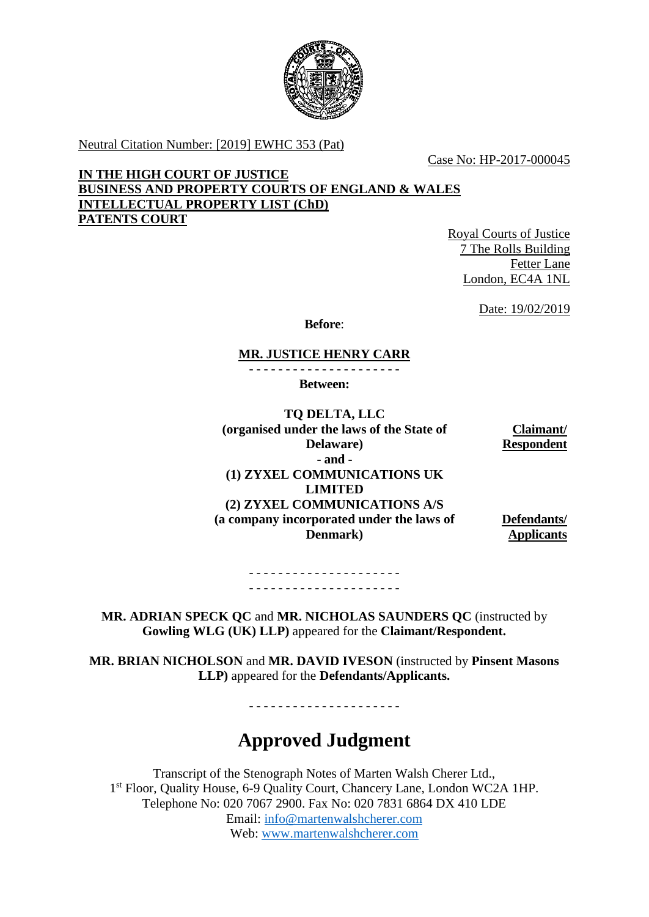Neutral Citation Number: [2019] EWHC 353 (Pat)

Case No: HP-2017-000045

**IN THE HIGH COURT OF JUSTICE**
**BUSINESS AND PROPERTY COURTS OF ENGLAND & WALES**
**INTELLECTUAL PROPERTY LIST (ChD)**
**PATENTS COURT**

Royal Courts of Justice
7 The Rolls Building
Fetter Lane
London, EC4A 1NL

Date: 19/02/2019

**Before**:

**MR. JUSTICE HENRY CARR**

- - - - - - - - - - - - - - - - - - - - -

**Between:**

| | |
|---|---|
| **TQ DELTA, LLC (organised under the laws of the State of Delaware)** | **Claimant/ Respondent** |
| **- and -** | |
| **(1) ZYXEL COMMUNICATIONS UK LIMITED (2) ZYXEL COMMUNICATIONS A/S (a company incorporated under the laws of Denmark)** | **Defendants/ Applicants** |

- - - - - - - - - - - - - - - - - - - - -
- - - - - - - - - - - - - - - - - - - - -

**MR. ADRIAN SPECK QC** and **MR. NICHOLAS SAUNDERS QC** (instructed by **Gowling WLG (UK) LLP)** appeared for the **Claimant/Respondent.**

**MR. BRIAN NICHOLSON** and **MR. DAVID IVESON** (instructed by **Pinsent Masons LLP)** appeared for the **Defendants/Applicants.**

- - - - - - - - - - - - - - - - - - - - -

# Approved Judgment

Transcript of the Stenograph Notes of Marten Walsh Cherer Ltd.,
1st Floor, Quality House, 6-9 Quality Court, Chancery Lane, London WC2A 1HP.
Telephone No: 020 7067 2900. Fax No: 020 7831 6864 DX 410 LDE
Email: info@martenwalshcherer.com
Web: www.martenwalshcherer.com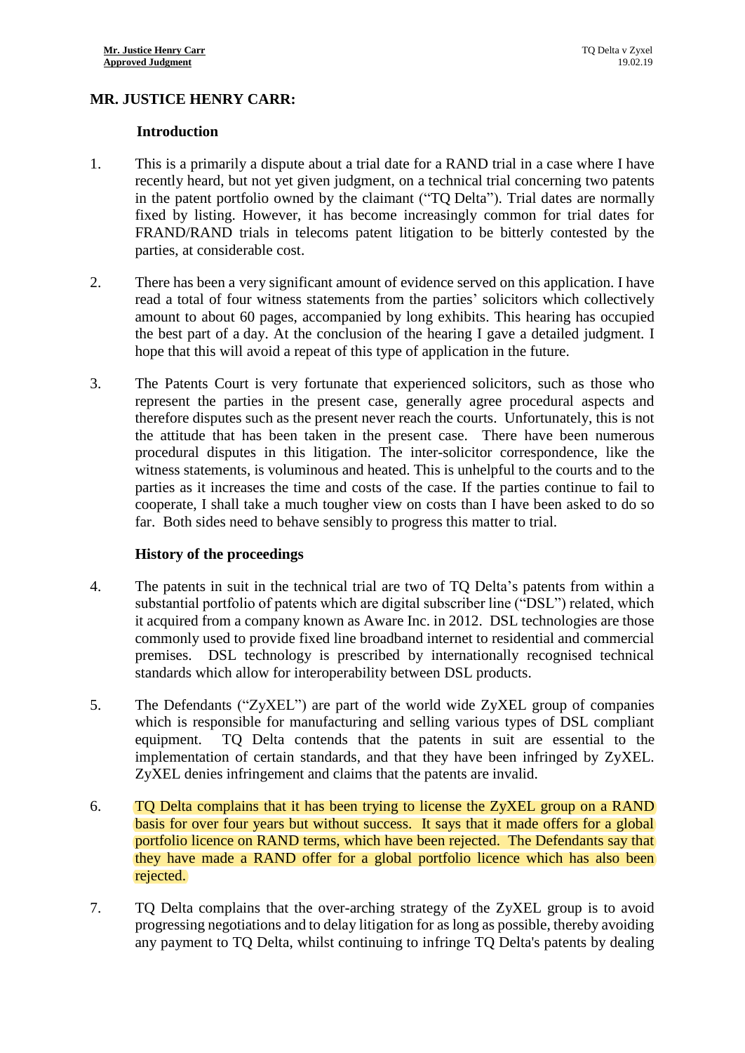**MR. JUSTICE HENRY CARR:**

**Introduction**

1. This is a primarily a dispute about a trial date for a RAND trial in a case where I have recently heard, but not yet given judgment, on a technical trial concerning two patents in the patent portfolio owned by the claimant ("TQ Delta"). Trial dates are normally fixed by listing. However, it has become increasingly common for trial dates for FRAND/RAND trials in telecoms patent litigation to be bitterly contested by the parties, at considerable cost.

2. There has been a very significant amount of evidence served on this application. I have read a total of four witness statements from the parties' solicitors which collectively amount to about 60 pages, accompanied by long exhibits. This hearing has occupied the best part of a day. At the conclusion of the hearing I gave a detailed judgment. I hope that this will avoid a repeat of this type of application in the future.

3. The Patents Court is very fortunate that experienced solicitors, such as those who represent the parties in the present case, generally agree procedural aspects and therefore disputes such as the present never reach the courts. Unfortunately, this is not the attitude that has been taken in the present case. There have been numerous procedural disputes in this litigation. The inter-solicitor correspondence, like the witness statements, is voluminous and heated. This is unhelpful to the courts and to the parties as it increases the time and costs of the case. If the parties continue to fail to cooperate, I shall take a much tougher view on costs than I have been asked to do so far. Both sides need to behave sensibly to progress this matter to trial.

**History of the proceedings**

4. The patents in suit in the technical trial are two of TQ Delta's patents from within a substantial portfolio of patents which are digital subscriber line ("DSL") related, which it acquired from a company known as Aware Inc. in 2012. DSL technologies are those commonly used to provide fixed line broadband internet to residential and commercial premises. DSL technology is prescribed by internationally recognised technical standards which allow for interoperability between DSL products.

5. The Defendants ("ZyXEL") are part of the world wide ZyXEL group of companies which is responsible for manufacturing and selling various types of DSL compliant equipment. TQ Delta contends that the patents in suit are essential to the implementation of certain standards, and that they have been infringed by ZyXEL. ZyXEL denies infringement and claims that the patents are invalid.

6. TQ Delta complains that it has been trying to license the ZyXEL group on a RAND basis for over four years but without success. It says that it made offers for a global portfolio licence on RAND terms, which have been rejected. The Defendants say that they have made a RAND offer for a global portfolio licence which has also been rejected.

7. TQ Delta complains that the over-arching strategy of the ZyXEL group is to avoid progressing negotiations and to delay litigation for as long as possible, thereby avoiding any payment to TQ Delta, whilst continuing to infringe TQ Delta's patents by dealing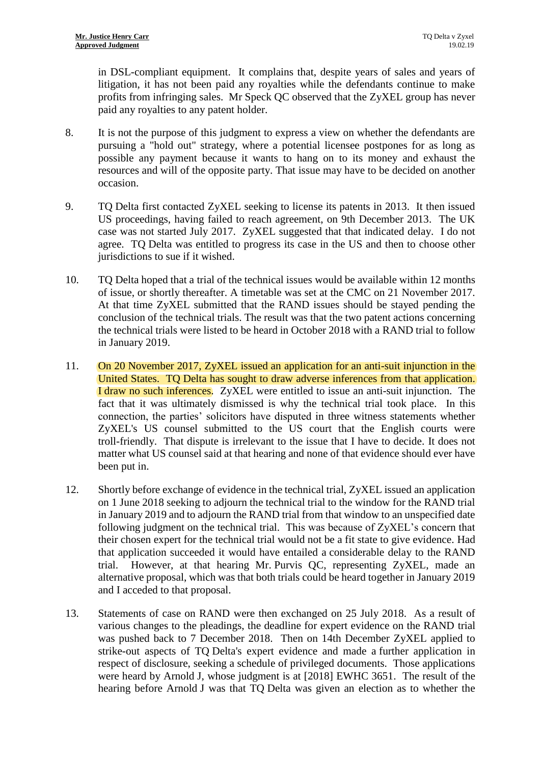in DSL-compliant equipment. It complains that, despite years of sales and years of litigation, it has not been paid any royalties while the defendants continue to make profits from infringing sales. Mr Speck QC observed that the ZyXEL group has never paid any royalties to any patent holder.

8. It is not the purpose of this judgment to express a view on whether the defendants are pursuing a "hold out" strategy, where a potential licensee postpones for as long as possible any payment because it wants to hang on to its money and exhaust the resources and will of the opposite party. That issue may have to be decided on another occasion.

9. TQ Delta first contacted ZyXEL seeking to license its patents in 2013. It then issued US proceedings, having failed to reach agreement, on 9th December 2013. The UK case was not started July 2017. ZyXEL suggested that that indicated delay. I do not agree. TQ Delta was entitled to progress its case in the US and then to choose other jurisdictions to sue if it wished.

10. TQ Delta hoped that a trial of the technical issues would be available within 12 months of issue, or shortly thereafter. A timetable was set at the CMC on 21 November 2017. At that time ZyXEL submitted that the RAND issues should be stayed pending the conclusion of the technical trials. The result was that the two patent actions concerning the technical trials were listed to be heard in October 2018 with a RAND trial to follow in January 2019.

11. On 20 November 2017, ZyXEL issued an application for an anti-suit injunction in the United States. TQ Delta has sought to draw adverse inferences from that application. I draw no such inferences. ZyXEL were entitled to issue an anti-suit injunction. The fact that it was ultimately dismissed is why the technical trial took place. In this connection, the parties' solicitors have disputed in three witness statements whether ZyXEL's US counsel submitted to the US court that the English courts were troll-friendly. That dispute is irrelevant to the issue that I have to decide. It does not matter what US counsel said at that hearing and none of that evidence should ever have been put in.

12. Shortly before exchange of evidence in the technical trial, ZyXEL issued an application on 1 June 2018 seeking to adjourn the technical trial to the window for the RAND trial in January 2019 and to adjourn the RAND trial from that window to an unspecified date following judgment on the technical trial. This was because of ZyXEL's concern that their chosen expert for the technical trial would not be a fit state to give evidence. Had that application succeeded it would have entailed a considerable delay to the RAND trial. However, at that hearing Mr. Purvis QC, representing ZyXEL, made an alternative proposal, which was that both trials could be heard together in January 2019 and I acceded to that proposal.

13. Statements of case on RAND were then exchanged on 25 July 2018. As a result of various changes to the pleadings, the deadline for expert evidence on the RAND trial was pushed back to 7 December 2018. Then on 14th December ZyXEL applied to strike-out aspects of TQ Delta's expert evidence and made a further application in respect of disclosure, seeking a schedule of privileged documents. Those applications were heard by Arnold J, whose judgment is at [2018] EWHC 3651. The result of the hearing before Arnold J was that TQ Delta was given an election as to whether the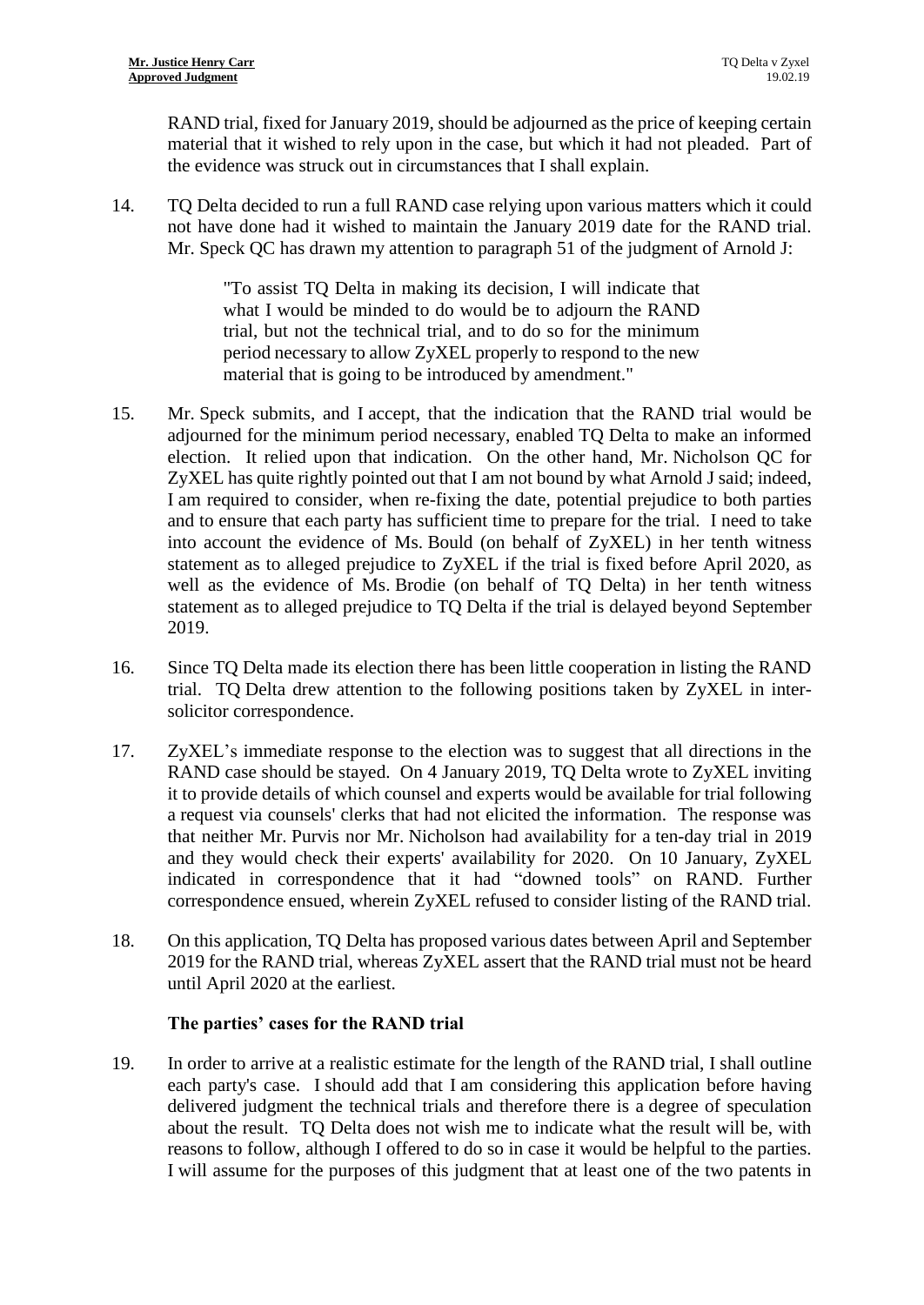RAND trial, fixed for January 2019, should be adjourned as the price of keeping certain material that it wished to rely upon in the case, but which it had not pleaded. Part of the evidence was struck out in circumstances that I shall explain.

14. TQ Delta decided to run a full RAND case relying upon various matters which it could not have done had it wished to maintain the January 2019 date for the RAND trial. Mr. Speck QC has drawn my attention to paragraph 51 of the judgment of Arnold J:

> "To assist TQ Delta in making its decision, I will indicate that what I would be minded to do would be to adjourn the RAND trial, but not the technical trial, and to do so for the minimum period necessary to allow ZyXEL properly to respond to the new material that is going to be introduced by amendment."

15. Mr. Speck submits, and I accept, that the indication that the RAND trial would be adjourned for the minimum period necessary, enabled TQ Delta to make an informed election. It relied upon that indication. On the other hand, Mr. Nicholson QC for ZyXEL has quite rightly pointed out that I am not bound by what Arnold J said; indeed, I am required to consider, when re-fixing the date, potential prejudice to both parties and to ensure that each party has sufficient time to prepare for the trial. I need to take into account the evidence of Ms. Bould (on behalf of ZyXEL) in her tenth witness statement as to alleged prejudice to ZyXEL if the trial is fixed before April 2020, as well as the evidence of Ms. Brodie (on behalf of TQ Delta) in her tenth witness statement as to alleged prejudice to TQ Delta if the trial is delayed beyond September 2019.

16. Since TQ Delta made its election there has been little cooperation in listing the RAND trial. TQ Delta drew attention to the following positions taken by ZyXEL in inter-solicitor correspondence.

17. ZyXEL's immediate response to the election was to suggest that all directions in the RAND case should be stayed. On 4 January 2019, TQ Delta wrote to ZyXEL inviting it to provide details of which counsel and experts would be available for trial following a request via counsels' clerks that had not elicited the information. The response was that neither Mr. Purvis nor Mr. Nicholson had availability for a ten-day trial in 2019 and they would check their experts' availability for 2020. On 10 January, ZyXEL indicated in correspondence that it had "downed tools" on RAND. Further correspondence ensued, wherein ZyXEL refused to consider listing of the RAND trial.

18. On this application, TQ Delta has proposed various dates between April and September 2019 for the RAND trial, whereas ZyXEL assert that the RAND trial must not be heard until April 2020 at the earliest.

### The parties' cases for the RAND trial

19. In order to arrive at a realistic estimate for the length of the RAND trial, I shall outline each party's case. I should add that I am considering this application before having delivered judgment the technical trials and therefore there is a degree of speculation about the result. TQ Delta does not wish me to indicate what the result will be, with reasons to follow, although I offered to do so in case it would be helpful to the parties. I will assume for the purposes of this judgment that at least one of the two patents in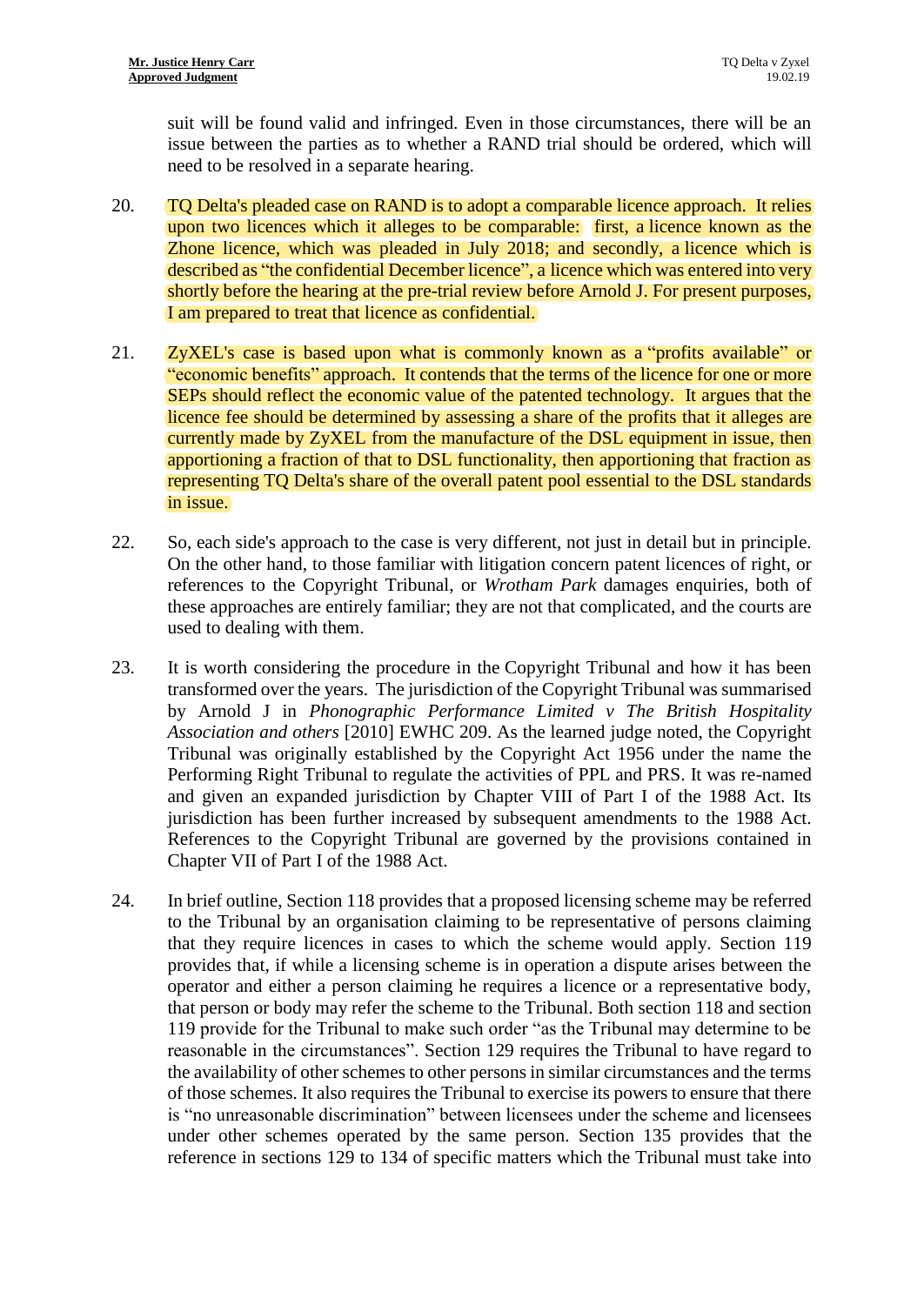suit will be found valid and infringed. Even in those circumstances, there will be an issue between the parties as to whether a RAND trial should be ordered, which will need to be resolved in a separate hearing.

20. TQ Delta's pleaded case on RAND is to adopt a comparable licence approach. It relies upon two licences which it alleges to be comparable: first, a licence known as the Zhone licence, which was pleaded in July 2018; and secondly, a licence which is described as "the confidential December licence", a licence which was entered into very shortly before the hearing at the pre-trial review before Arnold J. For present purposes, I am prepared to treat that licence as confidential.

21. ZyXEL's case is based upon what is commonly known as a "profits available" or "economic benefits" approach. It contends that the terms of the licence for one or more SEPs should reflect the economic value of the patented technology. It argues that the licence fee should be determined by assessing a share of the profits that it alleges are currently made by ZyXEL from the manufacture of the DSL equipment in issue, then apportioning a fraction of that to DSL functionality, then apportioning that fraction as representing TQ Delta's share of the overall patent pool essential to the DSL standards in issue.

22. So, each side's approach to the case is very different, not just in detail but in principle. On the other hand, to those familiar with litigation concern patent licences of right, or references to the Copyright Tribunal, or *Wrotham Park* damages enquiries, both of these approaches are entirely familiar; they are not that complicated, and the courts are used to dealing with them.

23. It is worth considering the procedure in the Copyright Tribunal and how it has been transformed over the years. The jurisdiction of the Copyright Tribunal was summarised by Arnold J in *Phonographic Performance Limited v The British Hospitality Association and others* [2010] EWHC 209. As the learned judge noted, the Copyright Tribunal was originally established by the Copyright Act 1956 under the name the Performing Right Tribunal to regulate the activities of PPL and PRS. It was re-named and given an expanded jurisdiction by Chapter VIII of Part I of the 1988 Act. Its jurisdiction has been further increased by subsequent amendments to the 1988 Act. References to the Copyright Tribunal are governed by the provisions contained in Chapter VII of Part I of the 1988 Act.

24. In brief outline, Section 118 provides that a proposed licensing scheme may be referred to the Tribunal by an organisation claiming to be representative of persons claiming that they require licences in cases to which the scheme would apply. Section 119 provides that, if while a licensing scheme is in operation a dispute arises between the operator and either a person claiming he requires a licence or a representative body, that person or body may refer the scheme to the Tribunal. Both section 118 and section 119 provide for the Tribunal to make such order "as the Tribunal may determine to be reasonable in the circumstances". Section 129 requires the Tribunal to have regard to the availability of other schemes to other persons in similar circumstances and the terms of those schemes. It also requires the Tribunal to exercise its powers to ensure that there is "no unreasonable discrimination" between licensees under the scheme and licensees under other schemes operated by the same person. Section 135 provides that the reference in sections 129 to 134 of specific matters which the Tribunal must take into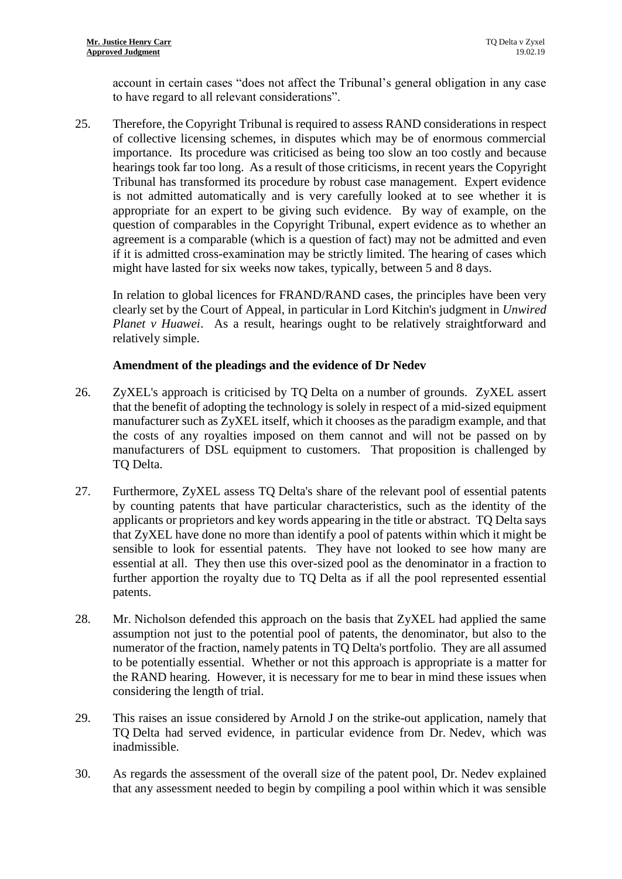account in certain cases "does not affect the Tribunal's general obligation in any case to have regard to all relevant considerations".

25. Therefore, the Copyright Tribunal is required to assess RAND considerations in respect of collective licensing schemes, in disputes which may be of enormous commercial importance. Its procedure was criticised as being too slow an too costly and because hearings took far too long. As a result of those criticisms, in recent years the Copyright Tribunal has transformed its procedure by robust case management. Expert evidence is not admitted automatically and is very carefully looked at to see whether it is appropriate for an expert to be giving such evidence. By way of example, on the question of comparables in the Copyright Tribunal, expert evidence as to whether an agreement is a comparable (which is a question of fact) may not be admitted and even if it is admitted cross-examination may be strictly limited. The hearing of cases which might have lasted for six weeks now takes, typically, between 5 and 8 days.

In relation to global licences for FRAND/RAND cases, the principles have been very clearly set by the Court of Appeal, in particular in Lord Kitchin's judgment in *Unwired Planet v Huawei*. As a result, hearings ought to be relatively straightforward and relatively simple.

**Amendment of the pleadings and the evidence of Dr Nedev**

26. ZyXEL's approach is criticised by TQ Delta on a number of grounds. ZyXEL assert that the benefit of adopting the technology is solely in respect of a mid-sized equipment manufacturer such as ZyXEL itself, which it chooses as the paradigm example, and that the costs of any royalties imposed on them cannot and will not be passed on by manufacturers of DSL equipment to customers. That proposition is challenged by TQ Delta.

27. Furthermore, ZyXEL assess TQ Delta's share of the relevant pool of essential patents by counting patents that have particular characteristics, such as the identity of the applicants or proprietors and key words appearing in the title or abstract. TQ Delta says that ZyXEL have done no more than identify a pool of patents within which it might be sensible to look for essential patents. They have not looked to see how many are essential at all. They then use this over-sized pool as the denominator in a fraction to further apportion the royalty due to TQ Delta as if all the pool represented essential patents.

28. Mr. Nicholson defended this approach on the basis that ZyXEL had applied the same assumption not just to the potential pool of patents, the denominator, but also to the numerator of the fraction, namely patents in TQ Delta's portfolio. They are all assumed to be potentially essential. Whether or not this approach is appropriate is a matter for the RAND hearing. However, it is necessary for me to bear in mind these issues when considering the length of trial.

29. This raises an issue considered by Arnold J on the strike-out application, namely that TQ Delta had served evidence, in particular evidence from Dr. Nedev, which was inadmissible.

30. As regards the assessment of the overall size of the patent pool, Dr. Nedev explained that any assessment needed to begin by compiling a pool within which it was sensible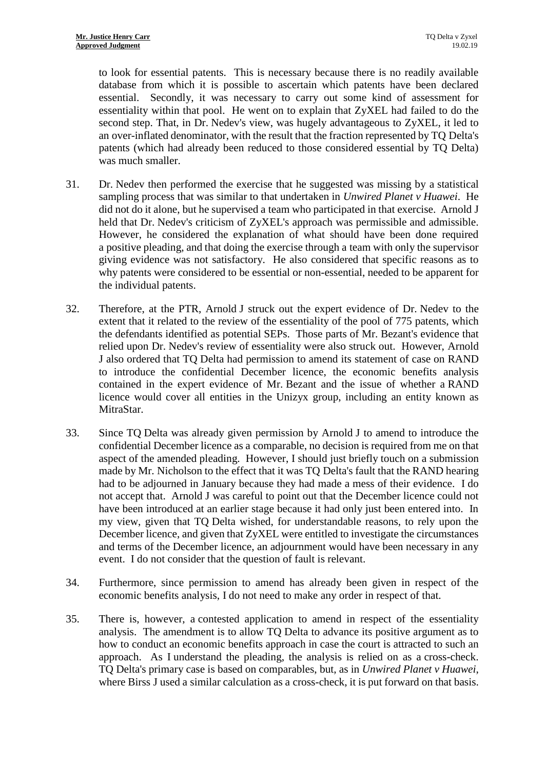to look for essential patents. This is necessary because there is no readily available database from which it is possible to ascertain which patents have been declared essential. Secondly, it was necessary to carry out some kind of assessment for essentiality within that pool. He went on to explain that ZyXEL had failed to do the second step. That, in Dr. Nedev's view, was hugely advantageous to ZyXEL, it led to an over-inflated denominator, with the result that the fraction represented by TQ Delta's patents (which had already been reduced to those considered essential by TQ Delta) was much smaller.

31. Dr. Nedev then performed the exercise that he suggested was missing by a statistical sampling process that was similar to that undertaken in *Unwired Planet v Huawei*. He did not do it alone, but he supervised a team who participated in that exercise. Arnold J held that Dr. Nedev's criticism of ZyXEL's approach was permissible and admissible. However, he considered the explanation of what should have been done required a positive pleading, and that doing the exercise through a team with only the supervisor giving evidence was not satisfactory. He also considered that specific reasons as to why patents were considered to be essential or non-essential, needed to be apparent for the individual patents.

32. Therefore, at the PTR, Arnold J struck out the expert evidence of Dr. Nedev to the extent that it related to the review of the essentiality of the pool of 775 patents, which the defendants identified as potential SEPs. Those parts of Mr. Bezant's evidence that relied upon Dr. Nedev's review of essentiality were also struck out. However, Arnold J also ordered that TQ Delta had permission to amend its statement of case on RAND to introduce the confidential December licence, the economic benefits analysis contained in the expert evidence of Mr. Bezant and the issue of whether a RAND licence would cover all entities in the Unizyx group, including an entity known as MitraStar.

33. Since TQ Delta was already given permission by Arnold J to amend to introduce the confidential December licence as a comparable, no decision is required from me on that aspect of the amended pleading. However, I should just briefly touch on a submission made by Mr. Nicholson to the effect that it was TQ Delta's fault that the RAND hearing had to be adjourned in January because they had made a mess of their evidence. I do not accept that. Arnold J was careful to point out that the December licence could not have been introduced at an earlier stage because it had only just been entered into. In my view, given that TQ Delta wished, for understandable reasons, to rely upon the December licence, and given that ZyXEL were entitled to investigate the circumstances and terms of the December licence, an adjournment would have been necessary in any event. I do not consider that the question of fault is relevant.

34. Furthermore, since permission to amend has already been given in respect of the economic benefits analysis, I do not need to make any order in respect of that.

35. There is, however, a contested application to amend in respect of the essentiality analysis. The amendment is to allow TQ Delta to advance its positive argument as to how to conduct an economic benefits approach in case the court is attracted to such an approach. As I understand the pleading, the analysis is relied on as a cross-check. TQ Delta's primary case is based on comparables, but, as in *Unwired Planet v Huawei*, where Birss J used a similar calculation as a cross-check, it is put forward on that basis.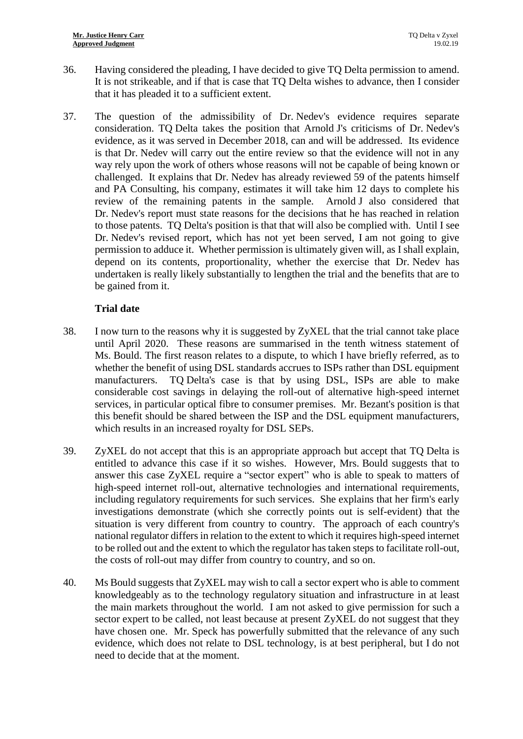36. Having considered the pleading, I have decided to give TQ Delta permission to amend. It is not strikeable, and if that is case that TQ Delta wishes to advance, then I consider that it has pleaded it to a sufficient extent.

37. The question of the admissibility of Dr. Nedev's evidence requires separate consideration. TQ Delta takes the position that Arnold J's criticisms of Dr. Nedev's evidence, as it was served in December 2018, can and will be addressed. Its evidence is that Dr. Nedev will carry out the entire review so that the evidence will not in any way rely upon the work of others whose reasons will not be capable of being known or challenged. It explains that Dr. Nedev has already reviewed 59 of the patents himself and PA Consulting, his company, estimates it will take him 12 days to complete his review of the remaining patents in the sample. Arnold J also considered that Dr. Nedev's report must state reasons for the decisions that he has reached in relation to those patents. TQ Delta's position is that that will also be complied with. Until I see Dr. Nedev's revised report, which has not yet been served, I am not going to give permission to adduce it. Whether permission is ultimately given will, as I shall explain, depend on its contents, proportionality, whether the exercise that Dr. Nedev has undertaken is really likely substantially to lengthen the trial and the benefits that are to be gained from it.

## Trial date

38. I now turn to the reasons why it is suggested by ZyXEL that the trial cannot take place until April 2020. These reasons are summarised in the tenth witness statement of Ms. Bould. The first reason relates to a dispute, to which I have briefly referred, as to whether the benefit of using DSL standards accrues to ISPs rather than DSL equipment manufacturers. TQ Delta's case is that by using DSL, ISPs are able to make considerable cost savings in delaying the roll-out of alternative high-speed internet services, in particular optical fibre to consumer premises. Mr. Bezant's position is that this benefit should be shared between the ISP and the DSL equipment manufacturers, which results in an increased royalty for DSL SEPs.

39. ZyXEL do not accept that this is an appropriate approach but accept that TQ Delta is entitled to advance this case if it so wishes. However, Mrs. Bould suggests that to answer this case ZyXEL require a "sector expert" who is able to speak to matters of high-speed internet roll-out, alternative technologies and international requirements, including regulatory requirements for such services. She explains that her firm's early investigations demonstrate (which she correctly points out is self-evident) that the situation is very different from country to country. The approach of each country's national regulator differs in relation to the extent to which it requires high-speed internet to be rolled out and the extent to which the regulator has taken steps to facilitate roll-out, the costs of roll-out may differ from country to country, and so on.

40. Ms Bould suggests that ZyXEL may wish to call a sector expert who is able to comment knowledgeably as to the technology regulatory situation and infrastructure in at least the main markets throughout the world. I am not asked to give permission for such a sector expert to be called, not least because at present ZyXEL do not suggest that they have chosen one. Mr. Speck has powerfully submitted that the relevance of any such evidence, which does not relate to DSL technology, is at best peripheral, but I do not need to decide that at the moment.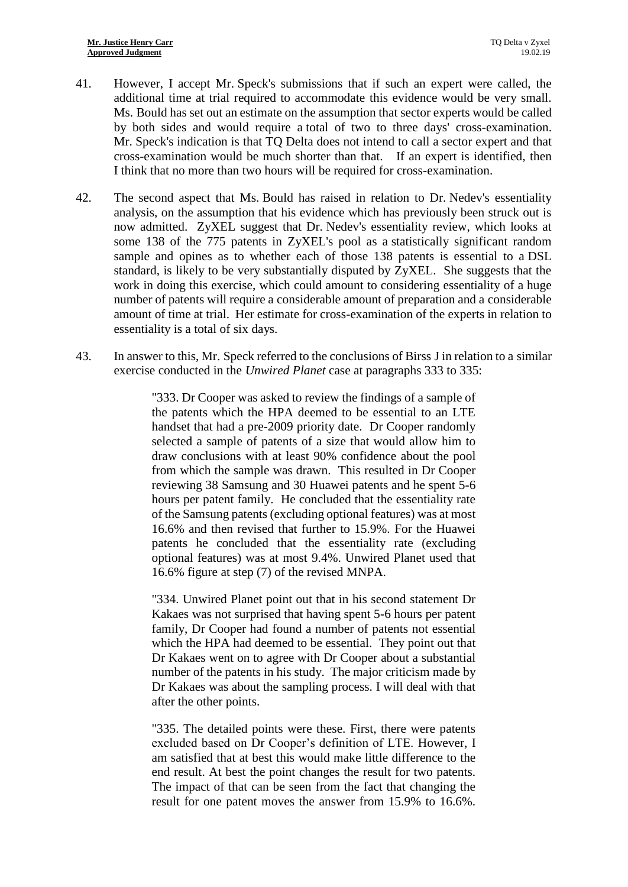41. However, I accept Mr. Speck's submissions that if such an expert were called, the additional time at trial required to accommodate this evidence would be very small. Ms. Bould has set out an estimate on the assumption that sector experts would be called by both sides and would require a total of two to three days' cross-examination. Mr. Speck's indication is that TQ Delta does not intend to call a sector expert and that cross-examination would be much shorter than that. If an expert is identified, then I think that no more than two hours will be required for cross-examination.

42. The second aspect that Ms. Bould has raised in relation to Dr. Nedev's essentiality analysis, on the assumption that his evidence which has previously been struck out is now admitted. ZyXEL suggest that Dr. Nedev's essentiality review, which looks at some 138 of the 775 patents in ZyXEL's pool as a statistically significant random sample and opines as to whether each of those 138 patents is essential to a DSL standard, is likely to be very substantially disputed by ZyXEL. She suggests that the work in doing this exercise, which could amount to considering essentiality of a huge number of patents will require a considerable amount of preparation and a considerable amount of time at trial. Her estimate for cross-examination of the experts in relation to essentiality is a total of six days.

43. In answer to this, Mr. Speck referred to the conclusions of Birss J in relation to a similar exercise conducted in the *Unwired Planet* case at paragraphs 333 to 335:

> "333. Dr Cooper was asked to review the findings of a sample of the patents which the HPA deemed to be essential to an LTE handset that had a pre-2009 priority date. Dr Cooper randomly selected a sample of patents of a size that would allow him to draw conclusions with at least 90% confidence about the pool from which the sample was drawn. This resulted in Dr Cooper reviewing 38 Samsung and 30 Huawei patents and he spent 5-6 hours per patent family. He concluded that the essentiality rate of the Samsung patents (excluding optional features) was at most 16.6% and then revised that further to 15.9%. For the Huawei patents he concluded that the essentiality rate (excluding optional features) was at most 9.4%. Unwired Planet used that 16.6% figure at step (7) of the revised MNPA.
>
> "334. Unwired Planet point out that in his second statement Dr Kakaes was not surprised that having spent 5-6 hours per patent family, Dr Cooper had found a number of patents not essential which the HPA had deemed to be essential. They point out that Dr Kakaes went on to agree with Dr Cooper about a substantial number of the patents in his study. The major criticism made by Dr Kakaes was about the sampling process. I will deal with that after the other points.
>
> "335. The detailed points were these. First, there were patents excluded based on Dr Cooper's definition of LTE. However, I am satisfied that at best this would make little difference to the end result. At best the point changes the result for two patents. The impact of that can be seen from the fact that changing the result for one patent moves the answer from 15.9% to 16.6%.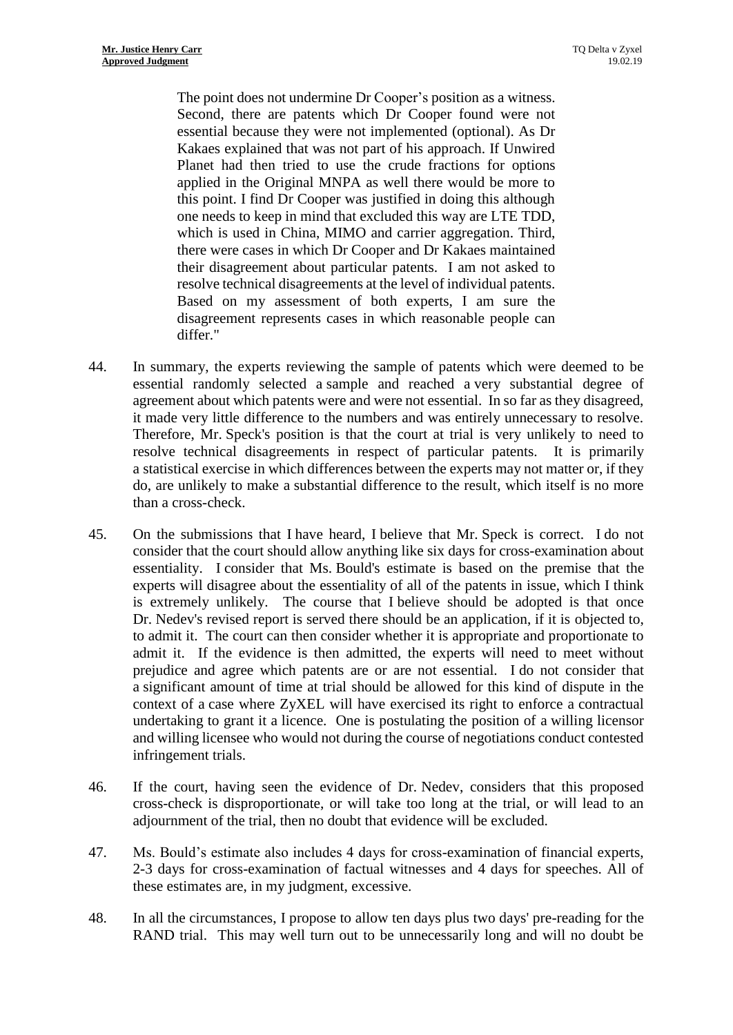> The point does not undermine Dr Cooper's position as a witness. Second, there are patents which Dr Cooper found were not essential because they were not implemented (optional). As Dr Kakaes explained that was not part of his approach. If Unwired Planet had then tried to use the crude fractions for options applied in the Original MNPA as well there would be more to this point. I find Dr Cooper was justified in doing this although one needs to keep in mind that excluded this way are LTE TDD, which is used in China, MIMO and carrier aggregation. Third, there were cases in which Dr Cooper and Dr Kakaes maintained their disagreement about particular patents. I am not asked to resolve technical disagreements at the level of individual patents. Based on my assessment of both experts, I am sure the disagreement represents cases in which reasonable people can differ."

44. In summary, the experts reviewing the sample of patents which were deemed to be essential randomly selected a sample and reached a very substantial degree of agreement about which patents were and were not essential. In so far as they disagreed, it made very little difference to the numbers and was entirely unnecessary to resolve. Therefore, Mr. Speck's position is that the court at trial is very unlikely to need to resolve technical disagreements in respect of particular patents. It is primarily a statistical exercise in which differences between the experts may not matter or, if they do, are unlikely to make a substantial difference to the result, which itself is no more than a cross-check.

45. On the submissions that I have heard, I believe that Mr. Speck is correct. I do not consider that the court should allow anything like six days for cross-examination about essentiality. I consider that Ms. Bould's estimate is based on the premise that the experts will disagree about the essentiality of all of the patents in issue, which I think is extremely unlikely. The course that I believe should be adopted is that once Dr. Nedev's revised report is served there should be an application, if it is objected to, to admit it. The court can then consider whether it is appropriate and proportionate to admit it. If the evidence is then admitted, the experts will need to meet without prejudice and agree which patents are or are not essential. I do not consider that a significant amount of time at trial should be allowed for this kind of dispute in the context of a case where ZyXEL will have exercised its right to enforce a contractual undertaking to grant it a licence. One is postulating the position of a willing licensor and willing licensee who would not during the course of negotiations conduct contested infringement trials.

46. If the court, having seen the evidence of Dr. Nedev, considers that this proposed cross-check is disproportionate, or will take too long at the trial, or will lead to an adjournment of the trial, then no doubt that evidence will be excluded.

47. Ms. Bould's estimate also includes 4 days for cross-examination of financial experts, 2-3 days for cross-examination of factual witnesses and 4 days for speeches. All of these estimates are, in my judgment, excessive.

48. In all the circumstances, I propose to allow ten days plus two days' pre-reading for the RAND trial. This may well turn out to be unnecessarily long and will no doubt be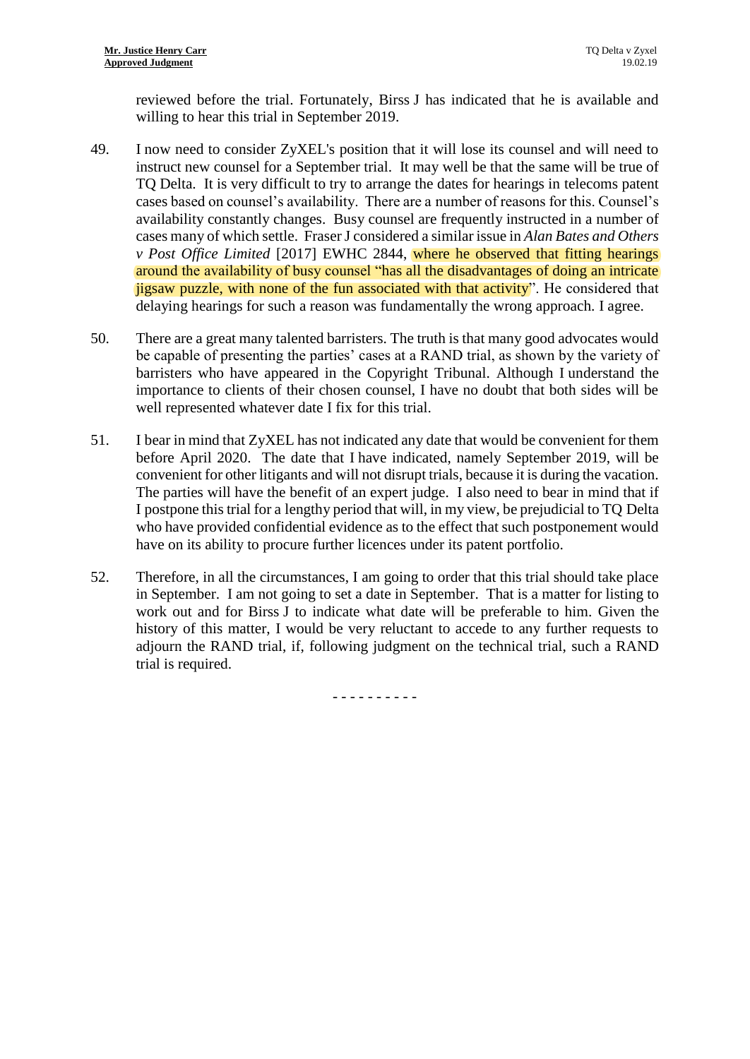reviewed before the trial. Fortunately, Birss J has indicated that he is available and willing to hear this trial in September 2019.

49. I now need to consider ZyXEL's position that it will lose its counsel and will need to instruct new counsel for a September trial. It may well be that the same will be true of TQ Delta. It is very difficult to try to arrange the dates for hearings in telecoms patent cases based on counsel's availability. There are a number of reasons for this. Counsel's availability constantly changes. Busy counsel are frequently instructed in a number of cases many of which settle. Fraser J considered a similar issue in *Alan Bates and Others v Post Office Limited* [2017] EWHC 2844, where he observed that fitting hearings around the availability of busy counsel "has all the disadvantages of doing an intricate jigsaw puzzle, with none of the fun associated with that activity". He considered that delaying hearings for such a reason was fundamentally the wrong approach. I agree.

50. There are a great many talented barristers. The truth is that many good advocates would be capable of presenting the parties' cases at a RAND trial, as shown by the variety of barristers who have appeared in the Copyright Tribunal. Although I understand the importance to clients of their chosen counsel, I have no doubt that both sides will be well represented whatever date I fix for this trial.

51. I bear in mind that ZyXEL has not indicated any date that would be convenient for them before April 2020. The date that I have indicated, namely September 2019, will be convenient for other litigants and will not disrupt trials, because it is during the vacation. The parties will have the benefit of an expert judge. I also need to bear in mind that if I postpone this trial for a lengthy period that will, in my view, be prejudicial to TQ Delta who have provided confidential evidence as to the effect that such postponement would have on its ability to procure further licences under its patent portfolio.

52. Therefore, in all the circumstances, I am going to order that this trial should take place in September. I am not going to set a date in September. That is a matter for listing to work out and for Birss J to indicate what date will be preferable to him. Given the history of this matter, I would be very reluctant to accede to any further requests to adjourn the RAND trial, if, following judgment on the technical trial, such a RAND trial is required.

- - - - - - - - - -